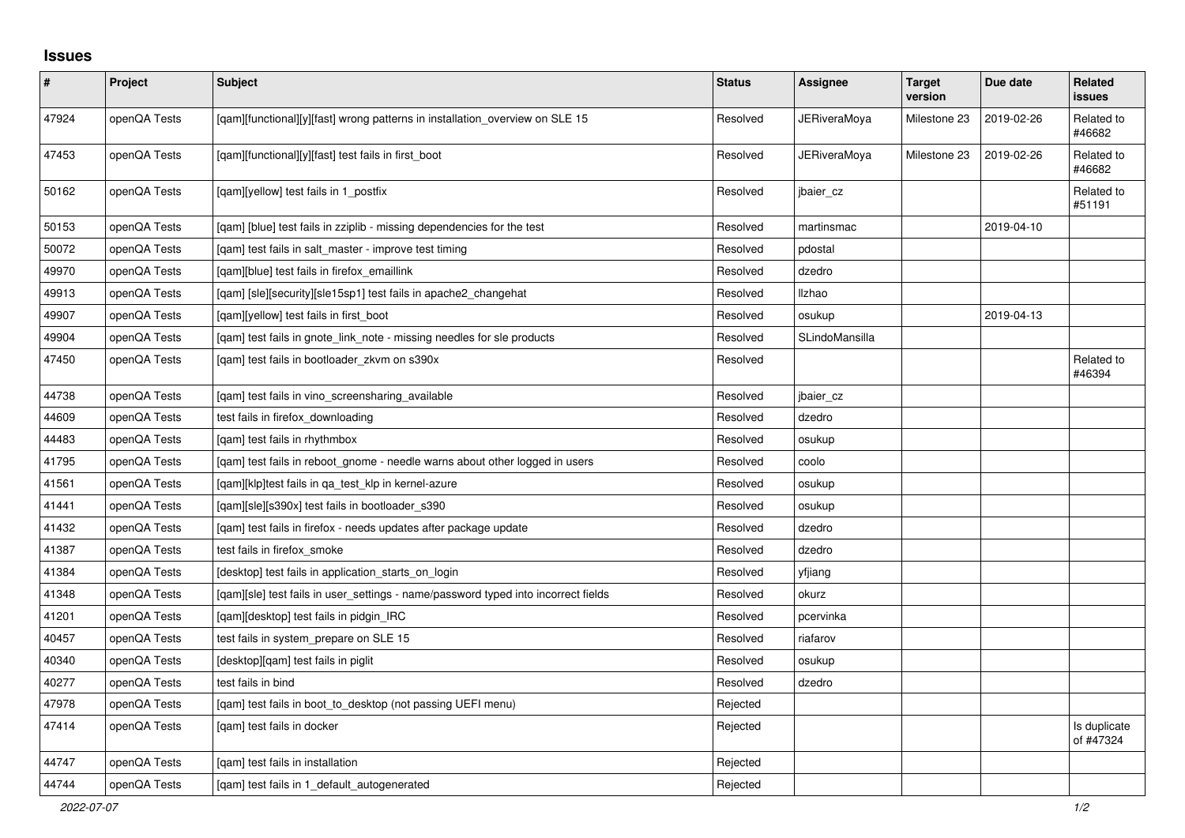## Issues

| # | Project | Subject | Status | Assignee | Target version | Due date | Related issues |
|---|---|---|---|---|---|---|---|
| 47924 | openQA Tests | [qam][functional][y][fast] wrong patterns in installation_overview on SLE 15 | Resolved | JERiveraMoya | Milestone 23 | 2019-02-26 | Related to #46682 |
| 47453 | openQA Tests | [qam][functional][y][fast] test fails in first_boot | Resolved | JERiveraMoya | Milestone 23 | 2019-02-26 | Related to #46682 |
| 50162 | openQA Tests | [qam][yellow] test fails in 1_postfix | Resolved | jbaier_cz | | | Related to #51191 |
| 50153 | openQA Tests | [qam] [blue] test fails in zziplib - missing dependencies for the test | Resolved | martinsmac | | 2019-04-10 | |
| 50072 | openQA Tests | [qam] test fails in salt_master - improve test timing | Resolved | pdostal | | | |
| 49970 | openQA Tests | [qam][blue] test fails in firefox_emaillink | Resolved | dzedro | | | |
| 49913 | openQA Tests | [qam] [sle][security][sle15sp1] test fails in apache2_changehat | Resolved | llzhao | | | |
| 49907 | openQA Tests | [qam][yellow] test fails in first_boot | Resolved | osukup | | 2019-04-13 | |
| 49904 | openQA Tests | [qam] test fails in gnote_link_note - missing needles for sle products | Resolved | SLindoMansilla | | | |
| 47450 | openQA Tests | [qam] test fails in bootloader_zkvm on s390x | Resolved | | | | Related to #46394 |
| 44738 | openQA Tests | [qam] test fails in vino_screensharing_available | Resolved | jbaier_cz | | | |
| 44609 | openQA Tests | test fails in firefox_downloading | Resolved | dzedro | | | |
| 44483 | openQA Tests | [qam] test fails in rhythmbox | Resolved | osukup | | | |
| 41795 | openQA Tests | [qam] test fails in reboot_gnome - needle warns about other logged in users | Resolved | coolo | | | |
| 41561 | openQA Tests | [qam][klp]test fails in qa_test_klp in kernel-azure | Resolved | osukup | | | |
| 41441 | openQA Tests | [qam][sle][s390x] test fails in bootloader_s390 | Resolved | osukup | | | |
| 41432 | openQA Tests | [qam] test fails in firefox - needs updates after package update | Resolved | dzedro | | | |
| 41387 | openQA Tests | test fails in firefox_smoke | Resolved | dzedro | | | |
| 41384 | openQA Tests | [desktop] test fails in application_starts_on_login | Resolved | yfjiang | | | |
| 41348 | openQA Tests | [qam][sle] test fails in user_settings - name/password typed into incorrect fields | Resolved | okurz | | | |
| 41201 | openQA Tests | [qam][desktop] test fails in pidgin_IRC | Resolved | pcervinka | | | |
| 40457 | openQA Tests | test fails in system_prepare on SLE 15 | Resolved | riafarov | | | |
| 40340 | openQA Tests | [desktop][qam] test fails in piglit | Resolved | osukup | | | |
| 40277 | openQA Tests | test fails in bind | Resolved | dzedro | | | |
| 47978 | openQA Tests | [qam] test fails in boot_to_desktop (not passing UEFI menu) | Rejected | | | | |
| 47414 | openQA Tests | [qam] test fails in docker | Rejected | | | | Is duplicate of #47324 |
| 44747 | openQA Tests | [qam] test fails in installation | Rejected | | | | |
| 44744 | openQA Tests | [qam] test fails in 1_default_autogenerated | Rejected | | | | |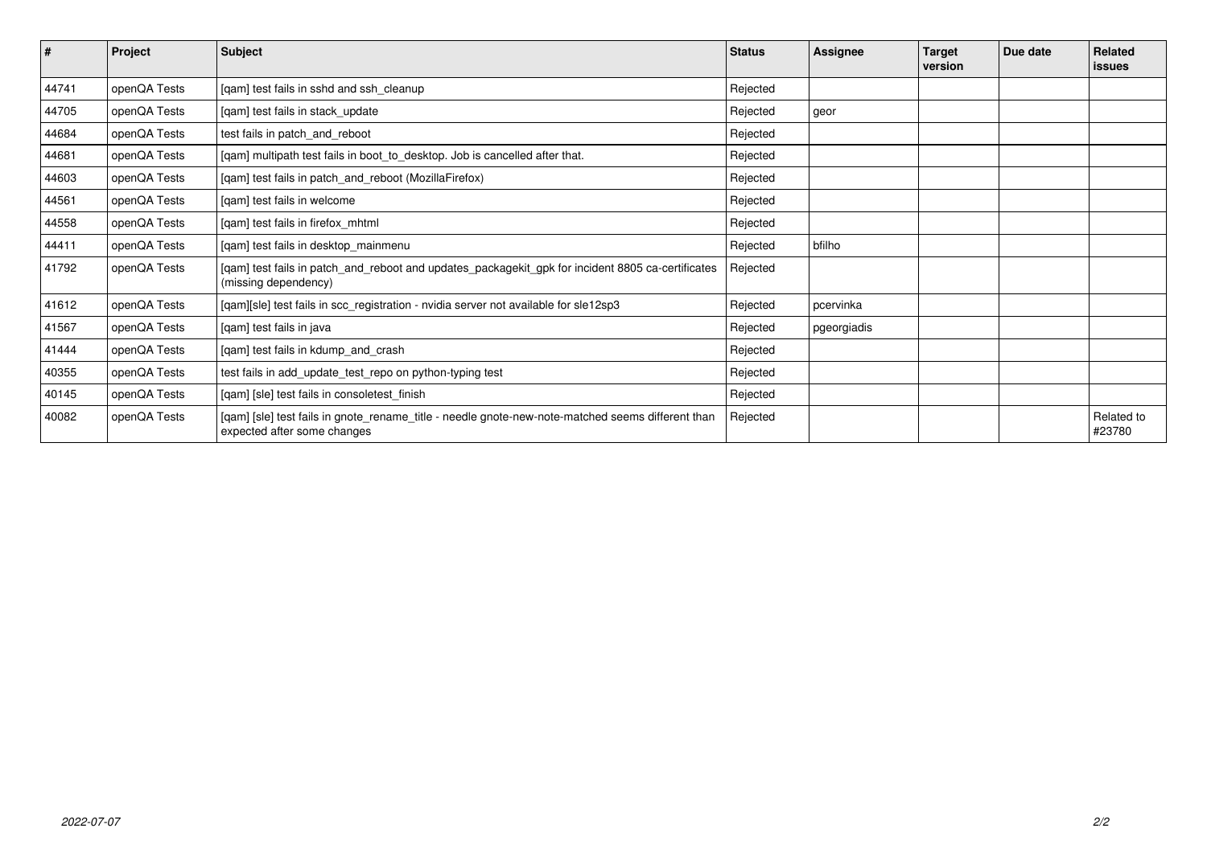| # | Project | Subject | Status | Assignee | Target version | Due date | Related issues |
|---|---|---|---|---|---|---|---|
| 44741 | openQA Tests | [qam] test fails in sshd and ssh_cleanup | Rejected | | | | |
| 44705 | openQA Tests | [qam] test fails in stack_update | Rejected | geor | | | |
| 44684 | openQA Tests | test fails in patch_and_reboot | Rejected | | | | |
| 44681 | openQA Tests | [qam] multipath test fails in boot_to_desktop. Job is cancelled after that. | Rejected | | | | |
| 44603 | openQA Tests | [qam] test fails in patch_and_reboot (MozillaFirefox) | Rejected | | | | |
| 44561 | openQA Tests | [qam] test fails in welcome | Rejected | | | | |
| 44558 | openQA Tests | [qam] test fails in firefox_mhtml | Rejected | | | | |
| 44411 | openQA Tests | [qam] test fails in desktop_mainmenu | Rejected | bfilho | | | |
| 41792 | openQA Tests | [qam] test fails in patch_and_reboot and updates_packagekit_gpk for incident 8805 ca-certificates (missing dependency) | Rejected | | | | |
| 41612 | openQA Tests | [qam][sle] test fails in scc_registration - nvidia server not available for sle12sp3 | Rejected | pcervinka | | | |
| 41567 | openQA Tests | [qam] test fails in java | Rejected | pgeorgiadis | | | |
| 41444 | openQA Tests | [qam] test fails in kdump_and_crash | Rejected | | | | |
| 40355 | openQA Tests | test fails in add_update_test_repo on python-typing test | Rejected | | | | |
| 40145 | openQA Tests | [qam] [sle] test fails in consoletest_finish | Rejected | | | | |
| 40082 | openQA Tests | [qam] [sle] test fails in gnote_rename_title - needle gnote-new-note-matched seems different than expected after some changes | Rejected | | | | Related to #23780 |